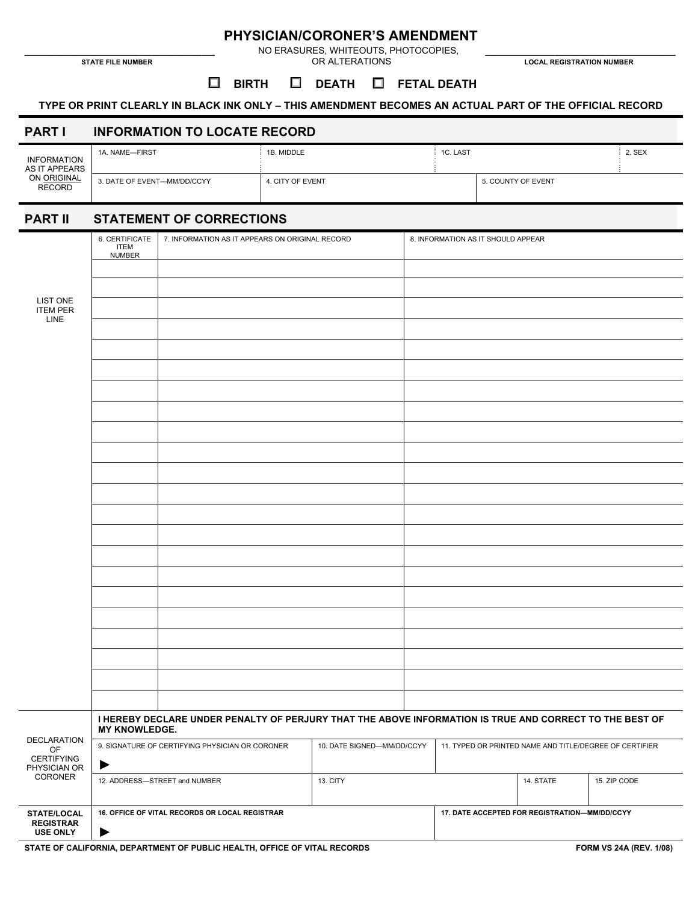# PHYSICIAN/CORONER'S AMENDMENT

NO ERASURES, WHITEOUTS, PHOTOCOPIES, OR ALTERATIONS

STATE FILE NUMBER ____________________ LOCAL REGISTRATION NUMBER ____________________

☐ **BIRTH** ☐ **DEATH** ☐ **FETAL DEATH**

**TYPE OR PRINT CLEARLY IN BLACK INK ONLY – THIS AMENDMENT BECOMES AN ACTUAL PART OF THE OFFICIAL RECORD**

## PART I INFORMATION TO LOCATE RECORD

| INFORMATION AS IT APPEARS ON ORIGINAL RECORD | 1A. NAME—FIRST | 1B. MIDDLE | 1C. LAST | 2. SEX |
|---|---|---|---|---|
| | 3. DATE OF EVENT—MM/DD/CCYY | 4. CITY OF EVENT | 5. COUNTY OF EVENT | |

## PART II STATEMENT OF CORRECTIONS

| LIST ONE ITEM PER LINE | 6. CERTIFICATE ITEM NUMBER | 7. INFORMATION AS IT APPEARS ON ORIGINAL RECORD | 8. INFORMATION AS IT SHOULD APPEAR |
|---|---|---|---|
| | | | |
| | | | |
| | | | |
| | | | |
| | | | |
| | | | |
| | | | |
| | | | |
| | | | |
| | | | |
| | | | |
| | | | |
| | | | |
| | | | |
| | | | |
| | | | |
| | | | |
| | | | |
| | | | |
| | | | |
| | | | |
| | | | |

**DECLARATION OF CERTIFYING PHYSICIAN OR CORONER**

**I HEREBY DECLARE UNDER PENALTY OF PERJURY THAT THE ABOVE INFORMATION IS TRUE AND CORRECT TO THE BEST OF MY KNOWLEDGE.**

| 9. SIGNATURE OF CERTIFYING PHYSICIAN OR CORONER ▶ | 10. DATE SIGNED—MM/DD/CCYY | 11. TYPED OR PRINTED NAME AND TITLE/DEGREE OF CERTIFIER | |
|---|---|---|---|
| 12. ADDRESS—STREET and NUMBER | 13. CITY | 14. STATE | 15. ZIP CODE |

| **STATE/LOCAL REGISTRAR USE ONLY** | **16. OFFICE OF VITAL RECORDS OR LOCAL REGISTRAR** ▶ | **17. DATE ACCEPTED FOR REGISTRATION—MM/DD/CCYY** |
|---|---|---|

**STATE OF CALIFORNIA, DEPARTMENT OF PUBLIC HEALTH, OFFICE OF VITAL RECORDS** **FORM VS 24A (REV. 1/08)**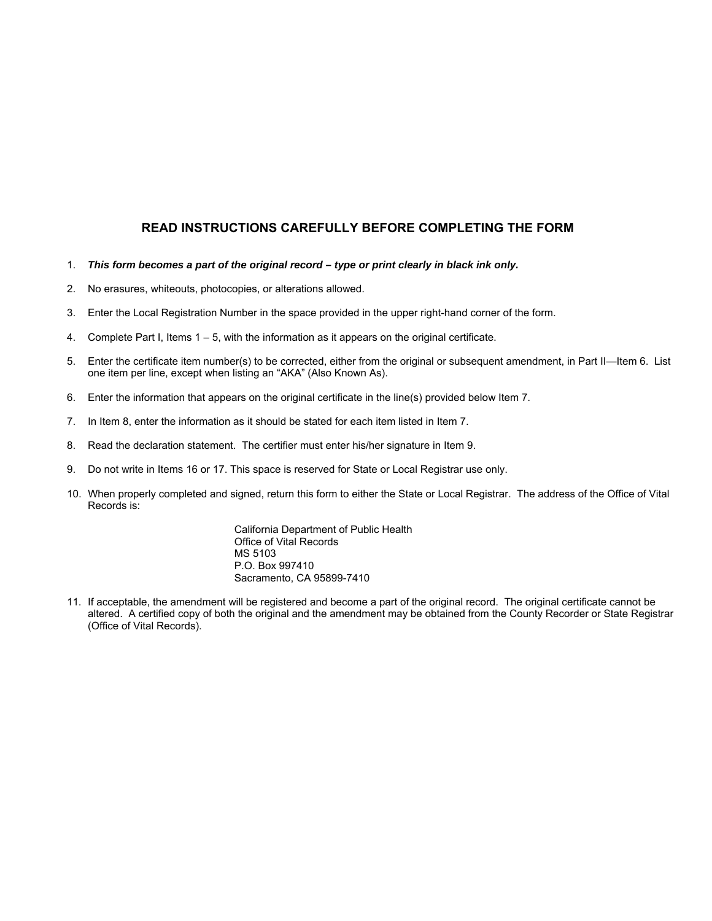## READ INSTRUCTIONS CAREFULLY BEFORE COMPLETING THE FORM

1. ***This form becomes a part of the original record – type or print clearly in black ink only.***
2. No erasures, whiteouts, photocopies, or alterations allowed.
3. Enter the Local Registration Number in the space provided in the upper right-hand corner of the form.
4. Complete Part I, Items 1 – 5, with the information as it appears on the original certificate.
5. Enter the certificate item number(s) to be corrected, either from the original or subsequent amendment, in Part II—Item 6. List one item per line, except when listing an "AKA" (Also Known As).
6. Enter the information that appears on the original certificate in the line(s) provided below Item 7.
7. In Item 8, enter the information as it should be stated for each item listed in Item 7.
8. Read the declaration statement. The certifier must enter his/her signature in Item 9.
9. Do not write in Items 16 or 17. This space is reserved for State or Local Registrar use only.
10. When properly completed and signed, return this form to either the State or Local Registrar. The address of the Office of Vital Records is:

    California Department of Public Health
    Office of Vital Records
    MS 5103
    P.O. Box 997410
    Sacramento, CA 95899-7410

11. If acceptable, the amendment will be registered and become a part of the original record. The original certificate cannot be altered. A certified copy of both the original and the amendment may be obtained from the County Recorder or State Registrar (Office of Vital Records).